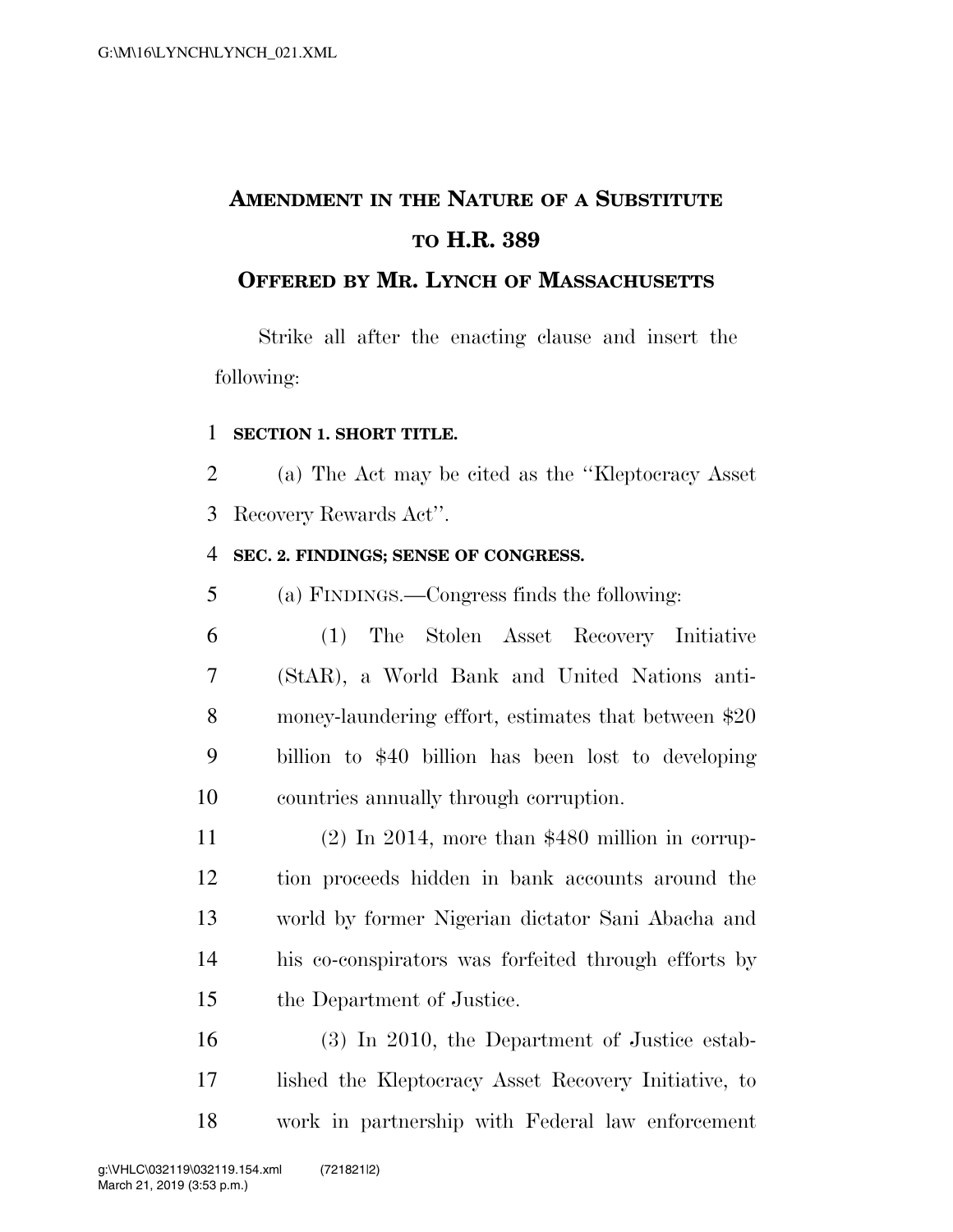# AMENDMENT IN THE NATURE OF A SUBSTITUTE TO H.R. 389

## OFFERED BY MR. LYNCH OF MASSACHUSETTS

Strike all after the enacting clause and insert the following:

**SECTION 1. SHORT TITLE.**

(a) The Act may be cited as the ''Kleptocracy Asset Recovery Rewards Act''.

**SEC. 2. FINDINGS; SENSE OF CONGRESS.**

(a) FINDINGS.—Congress finds the following:

(1) The Stolen Asset Recovery Initiative (StAR), a World Bank and United Nations anti-money-laundering effort, estimates that between $20 billion to $40 billion has been lost to developing countries annually through corruption.

(2) In 2014, more than $480 million in corruption proceeds hidden in bank accounts around the world by former Nigerian dictator Sani Abacha and his co-conspirators was forfeited through efforts by the Department of Justice.

(3) In 2010, the Department of Justice established the Kleptocracy Asset Recovery Initiative, to work in partnership with Federal law enforcement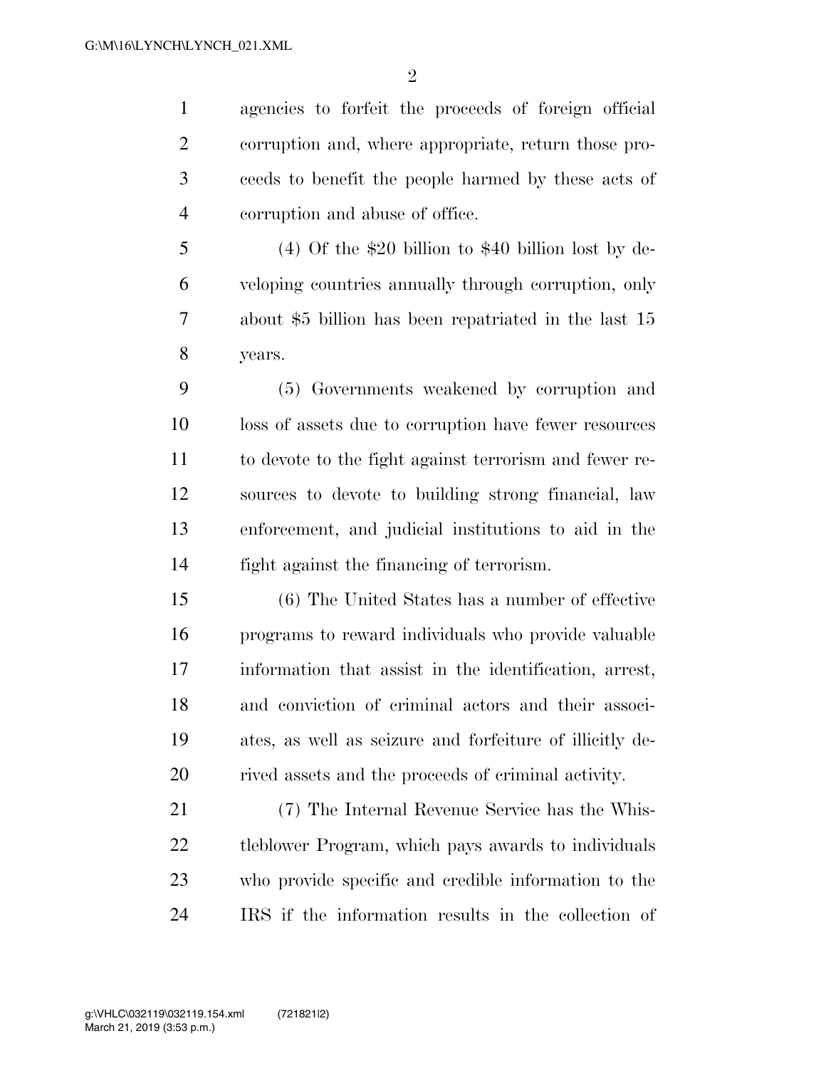agencies to forfeit the proceeds of foreign official corruption and, where appropriate, return those proceeds to benefit the people harmed by these acts of corruption and abuse of office.

(4) Of the $20 billion to $40 billion lost by developing countries annually through corruption, only about $5 billion has been repatriated in the last 15 years.

(5) Governments weakened by corruption and loss of assets due to corruption have fewer resources to devote to the fight against terrorism and fewer resources to devote to building strong financial, law enforcement, and judicial institutions to aid in the fight against the financing of terrorism.

(6) The United States has a number of effective programs to reward individuals who provide valuable information that assist in the identification, arrest, and conviction of criminal actors and their associates, as well as seizure and forfeiture of illicitly derived assets and the proceeds of criminal activity.

(7) The Internal Revenue Service has the Whistleblower Program, which pays awards to individuals who provide specific and credible information to the IRS if the information results in the collection of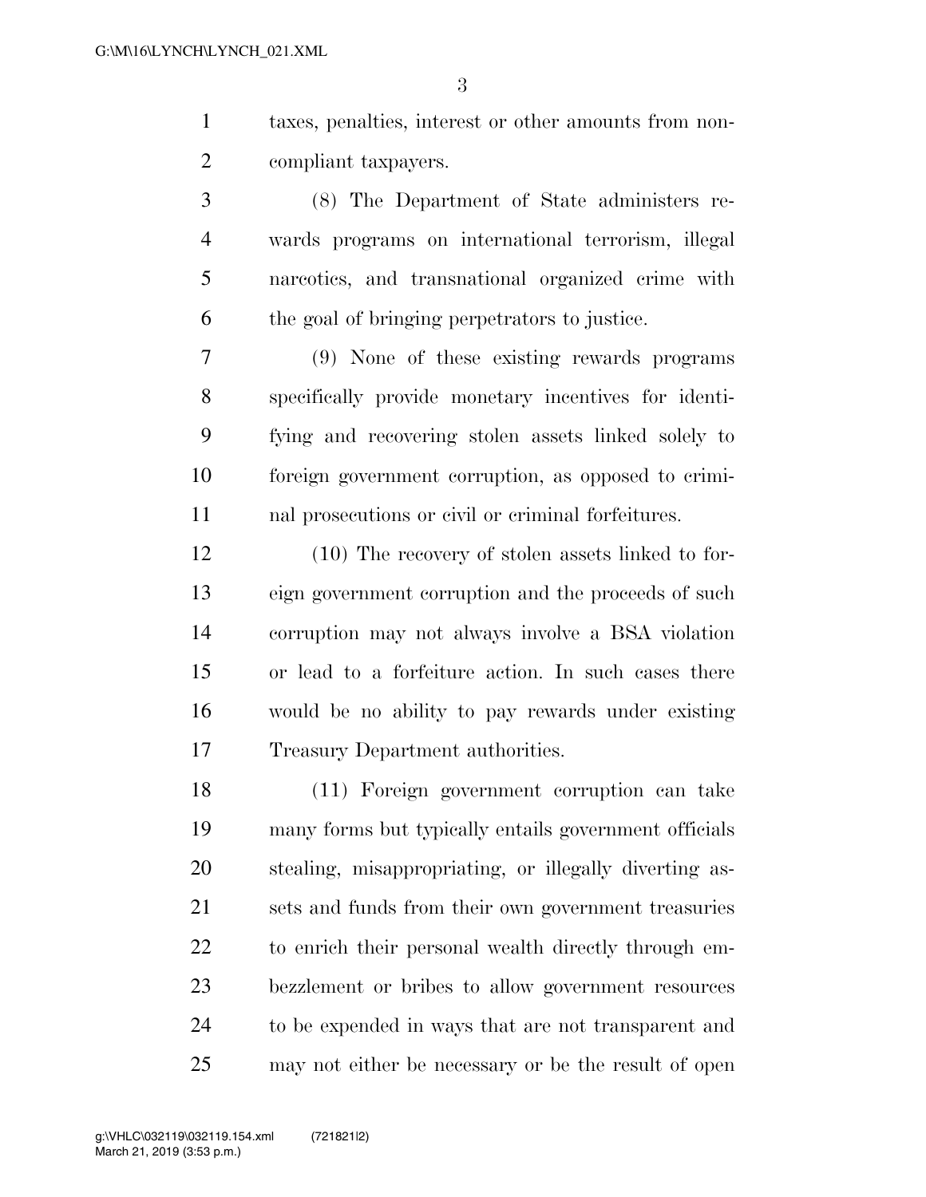taxes, penalties, interest or other amounts from noncompliant taxpayers.

(8) The Department of State administers rewards programs on international terrorism, illegal narcotics, and transnational organized crime with the goal of bringing perpetrators to justice.

(9) None of these existing rewards programs specifically provide monetary incentives for identifying and recovering stolen assets linked solely to foreign government corruption, as opposed to criminal prosecutions or civil or criminal forfeitures.

(10) The recovery of stolen assets linked to foreign government corruption and the proceeds of such corruption may not always involve a BSA violation or lead to a forfeiture action. In such cases there would be no ability to pay rewards under existing Treasury Department authorities.

(11) Foreign government corruption can take many forms but typically entails government officials stealing, misappropriating, or illegally diverting assets and funds from their own government treasuries to enrich their personal wealth directly through embezzlement or bribes to allow government resources to be expended in ways that are not transparent and may not either be necessary or be the result of open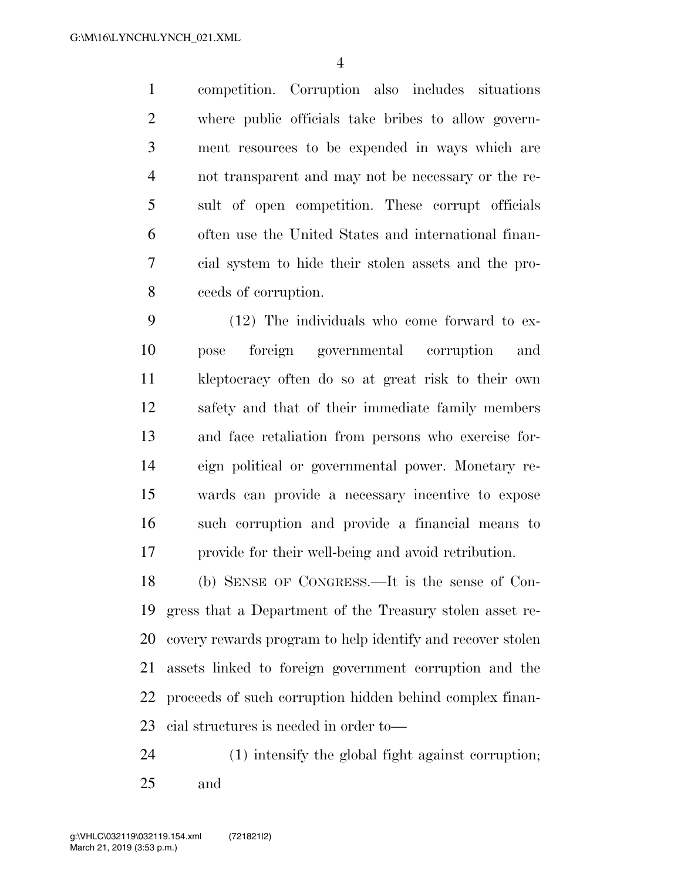competition. Corruption also includes situations where public officials take bribes to allow government resources to be expended in ways which are not transparent and may not be necessary or the result of open competition. These corrupt officials often use the United States and international financial system to hide their stolen assets and the proceeds of corruption.

(12) The individuals who come forward to expose foreign governmental corruption and kleptocracy often do so at great risk to their own safety and that of their immediate family members and face retaliation from persons who exercise foreign political or governmental power. Monetary rewards can provide a necessary incentive to expose such corruption and provide a financial means to provide for their well-being and avoid retribution.

(b) SENSE OF CONGRESS.—It is the sense of Congress that a Department of the Treasury stolen asset recovery rewards program to help identify and recover stolen assets linked to foreign government corruption and the proceeds of such corruption hidden behind complex financial structures is needed in order to—

(1) intensify the global fight against corruption; and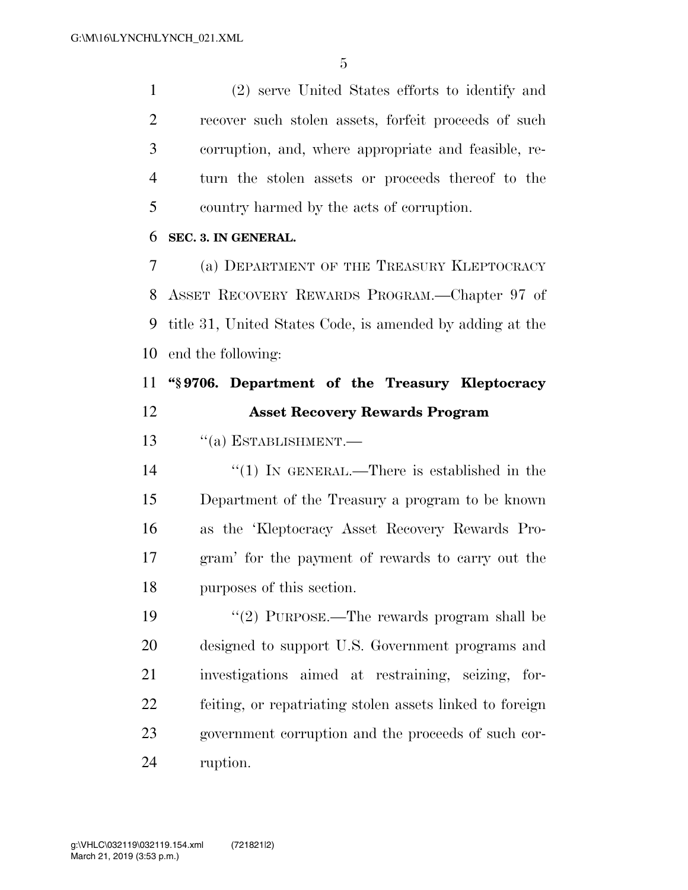(2) serve United States efforts to identify and recover such stolen assets, forfeit proceeds of such corruption, and, where appropriate and feasible, return the stolen assets or proceeds thereof to the country harmed by the acts of corruption.

**SEC. 3. IN GENERAL.**

(a) DEPARTMENT OF THE TREASURY KLEPTOCRACY ASSET RECOVERY REWARDS PROGRAM.—Chapter 97 of title 31, United States Code, is amended by adding at the end the following:

**"§ 9706. Department of the Treasury Kleptocracy Asset Recovery Rewards Program**

"(a) ESTABLISHMENT.—

"(1) IN GENERAL.—There is established in the Department of the Treasury a program to be known as the 'Kleptocracy Asset Recovery Rewards Program' for the payment of rewards to carry out the purposes of this section.

"(2) PURPOSE.—The rewards program shall be designed to support U.S. Government programs and investigations aimed at restraining, seizing, forfeiting, or repatriating stolen assets linked to foreign government corruption and the proceeds of such corruption.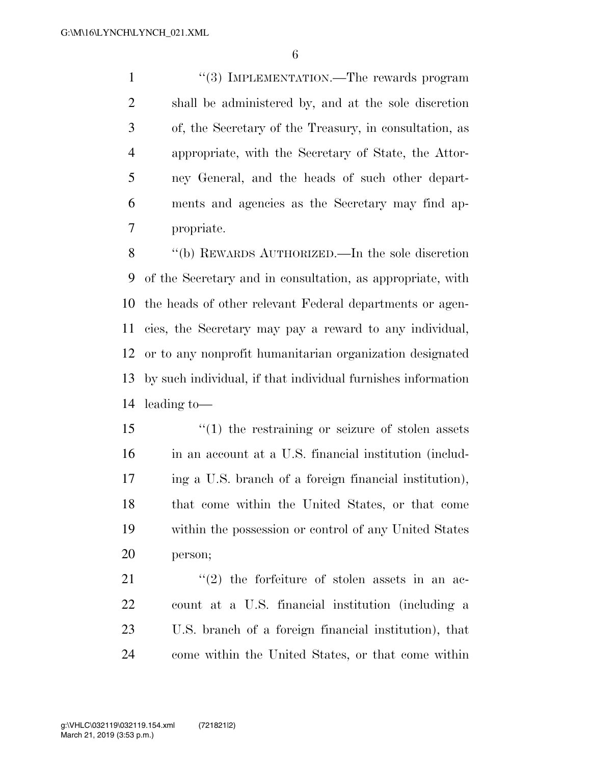''(3) IMPLEMENTATION.—The rewards program shall be administered by, and at the sole discretion of, the Secretary of the Treasury, in consultation, as appropriate, with the Secretary of State, the Attorney General, and the heads of such other departments and agencies as the Secretary may find appropriate.

''(b) REWARDS AUTHORIZED.—In the sole discretion of the Secretary and in consultation, as appropriate, with the heads of other relevant Federal departments or agencies, the Secretary may pay a reward to any individual, or to any nonprofit humanitarian organization designated by such individual, if that individual furnishes information leading to—

''(1) the restraining or seizure of stolen assets in an account at a U.S. financial institution (including a U.S. branch of a foreign financial institution), that come within the United States, or that come within the possession or control of any United States person;

''(2) the forfeiture of stolen assets in an account at a U.S. financial institution (including a U.S. branch of a foreign financial institution), that come within the United States, or that come within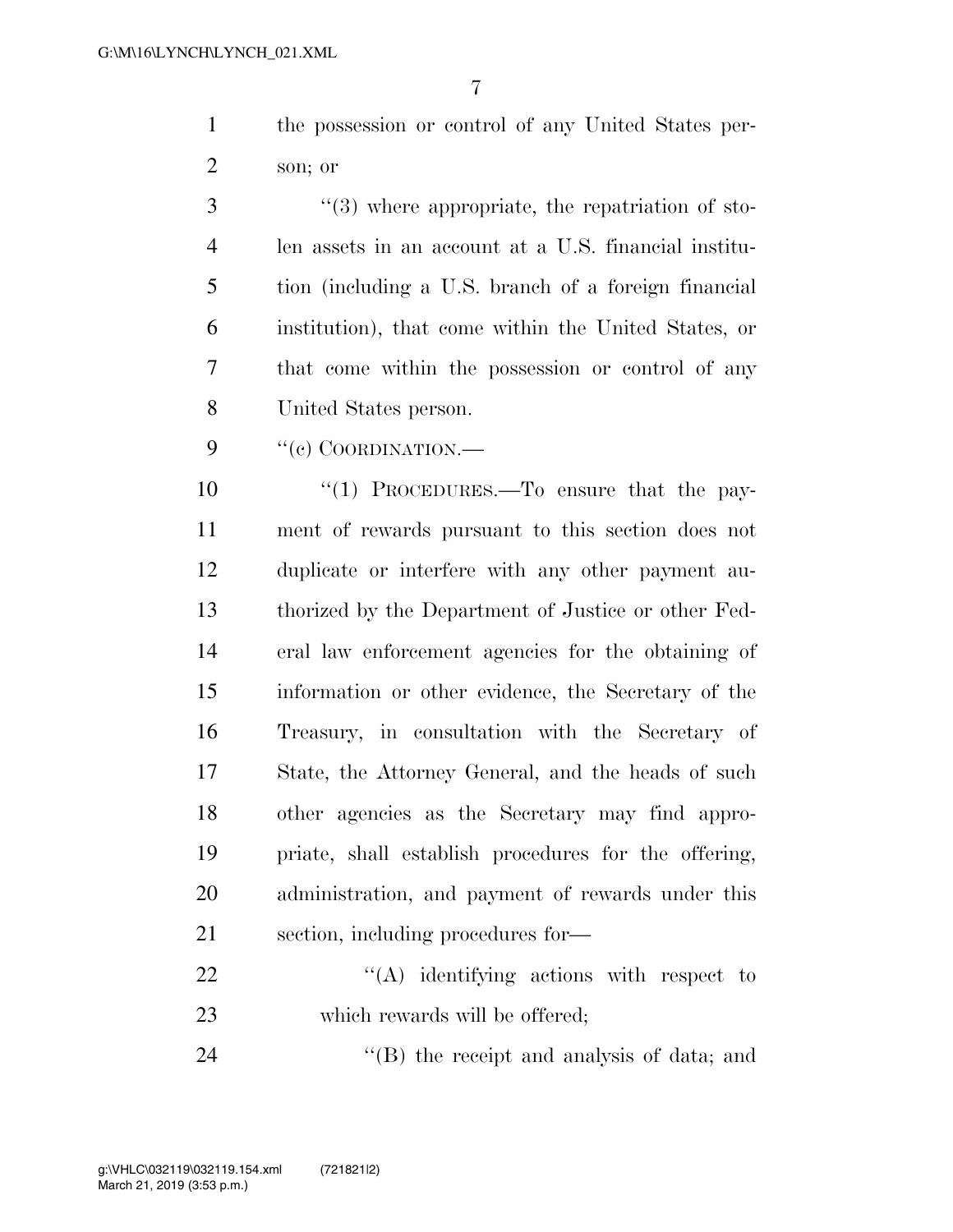the possession or control of any United States person; or

"(3) where appropriate, the repatriation of stolen assets in an account at a U.S. financial institution (including a U.S. branch of a foreign financial institution), that come within the United States, or that come within the possession or control of any United States person.

"(c) COORDINATION.—

"(1) PROCEDURES.—To ensure that the payment of rewards pursuant to this section does not duplicate or interfere with any other payment authorized by the Department of Justice or other Federal law enforcement agencies for the obtaining of information or other evidence, the Secretary of the Treasury, in consultation with the Secretary of State, the Attorney General, and the heads of such other agencies as the Secretary may find appropriate, shall establish procedures for the offering, administration, and payment of rewards under this section, including procedures for—

"(A) identifying actions with respect to which rewards will be offered;

"(B) the receipt and analysis of data; and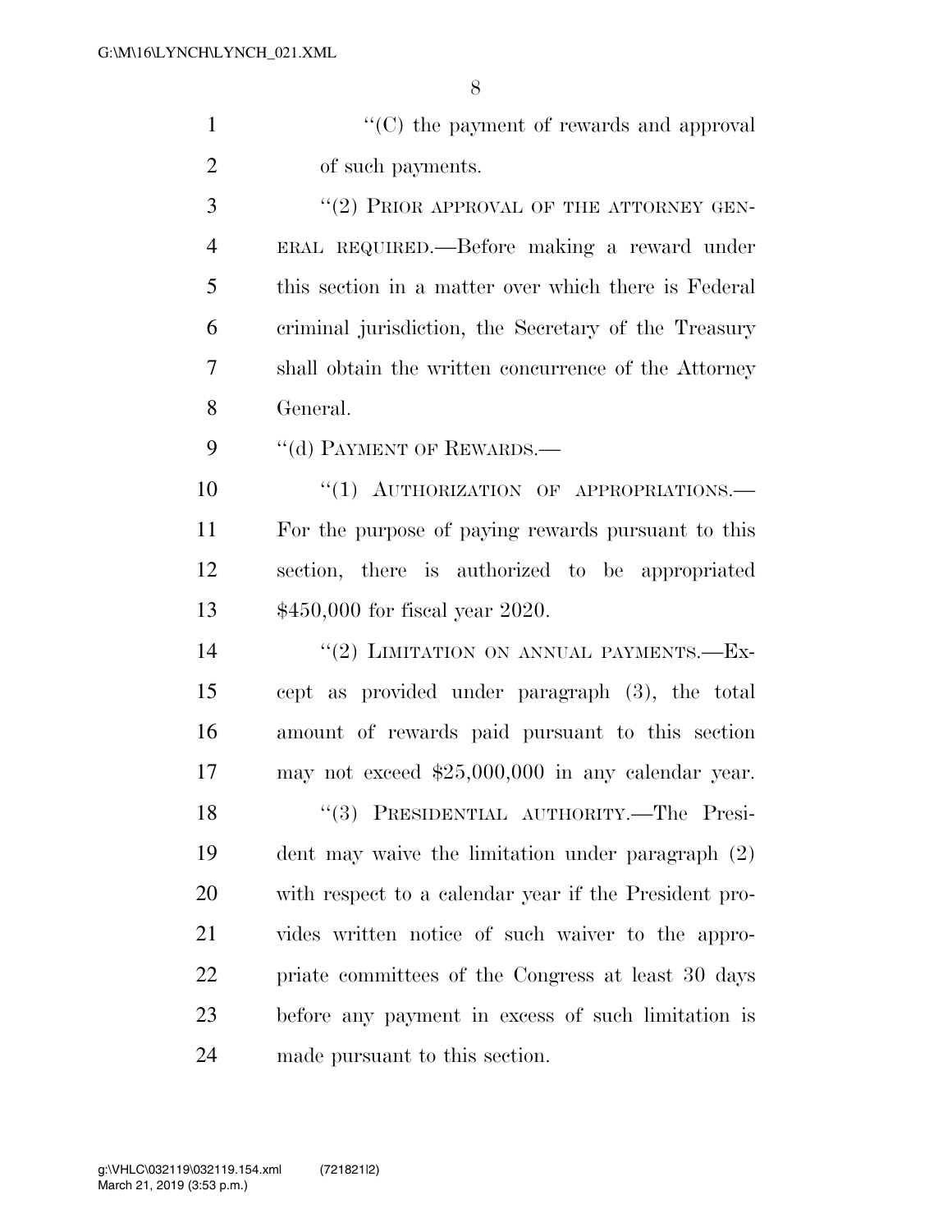''(C) the payment of rewards and approval of such payments.

''(2) PRIOR APPROVAL OF THE ATTORNEY GENERAL REQUIRED.—Before making a reward under this section in a matter over which there is Federal criminal jurisdiction, the Secretary of the Treasury shall obtain the written concurrence of the Attorney General.

''(d) PAYMENT OF REWARDS.—

''(1) AUTHORIZATION OF APPROPRIATIONS.—For the purpose of paying rewards pursuant to this section, there is authorized to be appropriated $450,000 for fiscal year 2020.

''(2) LIMITATION ON ANNUAL PAYMENTS.—Except as provided under paragraph (3), the total amount of rewards paid pursuant to this section may not exceed $25,000,000 in any calendar year.

''(3) PRESIDENTIAL AUTHORITY.—The President may waive the limitation under paragraph (2) with respect to a calendar year if the President provides written notice of such waiver to the appropriate committees of the Congress at least 30 days before any payment in excess of such limitation is made pursuant to this section.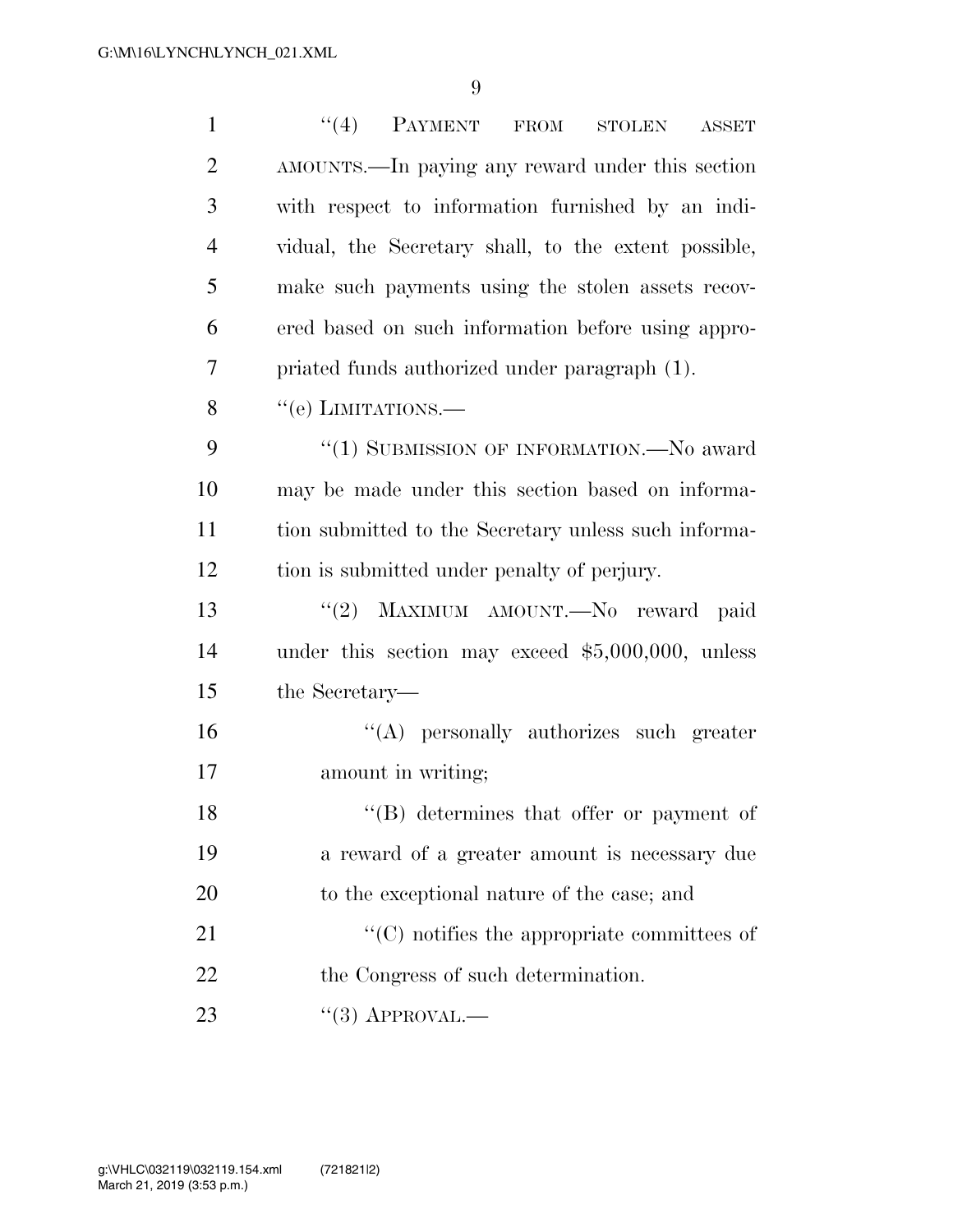"(4) PAYMENT FROM STOLEN ASSET AMOUNTS.—In paying any reward under this section with respect to information furnished by an individual, the Secretary shall, to the extent possible, make such payments using the stolen assets recovered based on such information before using appropriated funds authorized under paragraph (1).

"(e) LIMITATIONS.—

"(1) SUBMISSION OF INFORMATION.—No award may be made under this section based on information submitted to the Secretary unless such information is submitted under penalty of perjury.

"(2) MAXIMUM AMOUNT.—No reward paid under this section may exceed $5,000,000, unless the Secretary—

"(A) personally authorizes such greater amount in writing;

"(B) determines that offer or payment of a reward of a greater amount is necessary due to the exceptional nature of the case; and

"(C) notifies the appropriate committees of the Congress of such determination.

"(3) APPROVAL.—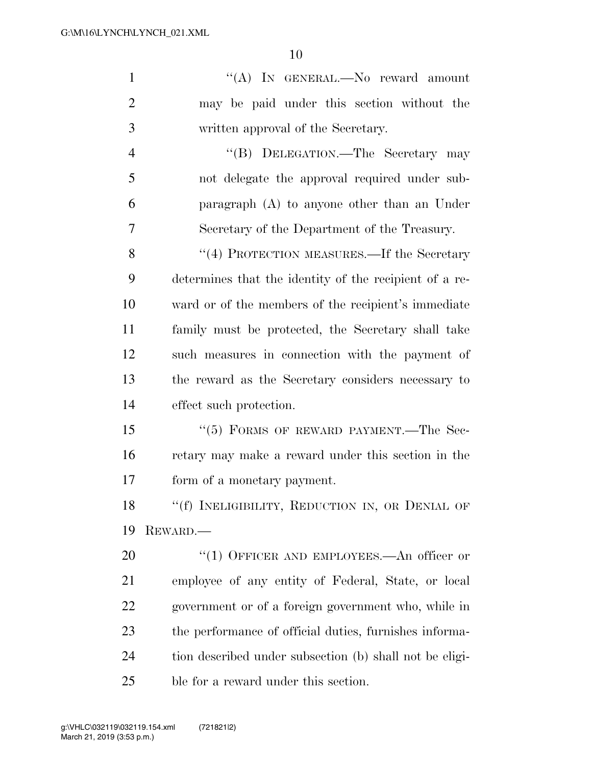"(A) IN GENERAL.—No reward amount may be paid under this section without the written approval of the Secretary.

"(B) DELEGATION.—The Secretary may not delegate the approval required under subparagraph (A) to anyone other than an Under Secretary of the Department of the Treasury.

"(4) PROTECTION MEASURES.—If the Secretary determines that the identity of the recipient of a reward or of the members of the recipient's immediate family must be protected, the Secretary shall take such measures in connection with the payment of the reward as the Secretary considers necessary to effect such protection.

"(5) FORMS OF REWARD PAYMENT.—The Secretary may make a reward under this section in the form of a monetary payment.

"(f) INELIGIBILITY, REDUCTION IN, OR DENIAL OF REWARD.—

"(1) OFFICER AND EMPLOYEES.—An officer or employee of any entity of Federal, State, or local government or of a foreign government who, while in the performance of official duties, furnishes information described under subsection (b) shall not be eligible for a reward under this section.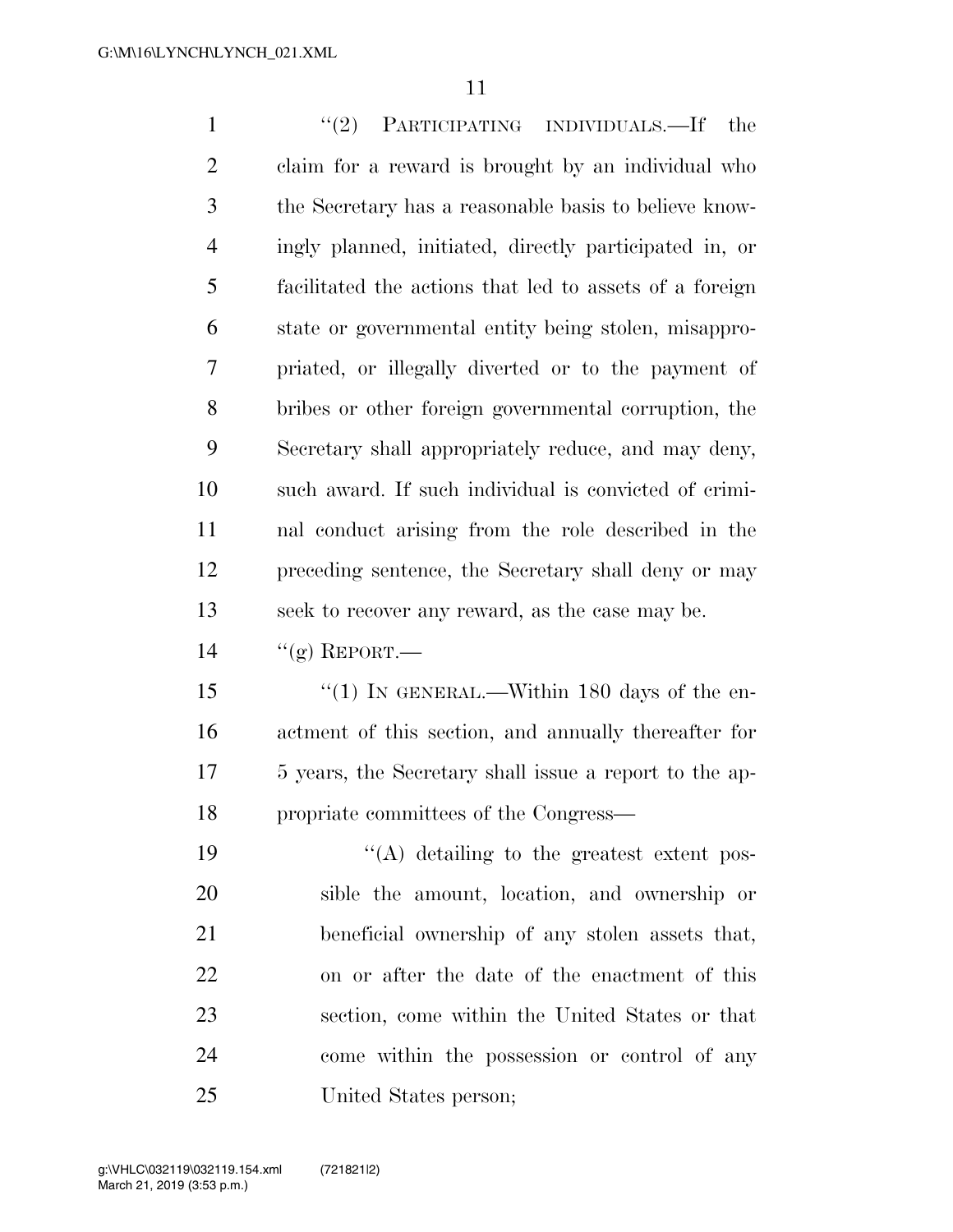"(2) PARTICIPATING INDIVIDUALS.—If the claim for a reward is brought by an individual who the Secretary has a reasonable basis to believe knowingly planned, initiated, directly participated in, or facilitated the actions that led to assets of a foreign state or governmental entity being stolen, misappropriated, or illegally diverted or to the payment of bribes or other foreign governmental corruption, the Secretary shall appropriately reduce, and may deny, such award. If such individual is convicted of criminal conduct arising from the role described in the preceding sentence, the Secretary shall deny or may seek to recover any reward, as the case may be.

"(g) REPORT.—

"(1) IN GENERAL.—Within 180 days of the enactment of this section, and annually thereafter for 5 years, the Secretary shall issue a report to the appropriate committees of the Congress—

"(A) detailing to the greatest extent possible the amount, location, and ownership or beneficial ownership of any stolen assets that, on or after the date of the enactment of this section, come within the United States or that come within the possession or control of any United States person;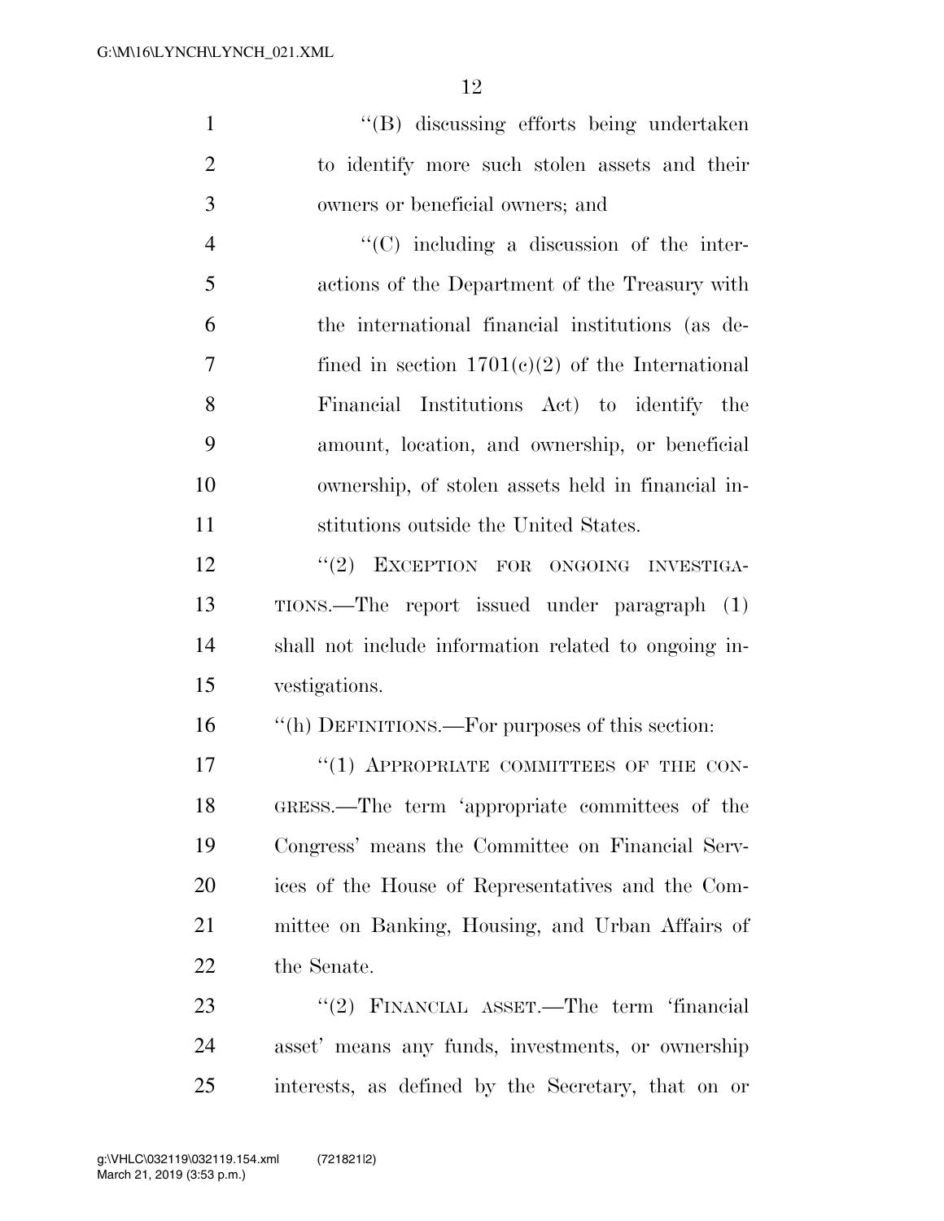''(B) discussing efforts being undertaken to identify more such stolen assets and their owners or beneficial owners; and

''(C) including a discussion of the interactions of the Department of the Treasury with the international financial institutions (as defined in section 1701(c)(2) of the International Financial Institutions Act) to identify the amount, location, and ownership, or beneficial ownership, of stolen assets held in financial institutions outside the United States.

''(2) EXCEPTION FOR ONGOING INVESTIGATIONS.—The report issued under paragraph (1) shall not include information related to ongoing investigations.

''(h) DEFINITIONS.—For purposes of this section:

''(1) APPROPRIATE COMMITTEES OF THE CONGRESS.—The term 'appropriate committees of the Congress' means the Committee on Financial Services of the House of Representatives and the Committee on Banking, Housing, and Urban Affairs of the Senate.

''(2) FINANCIAL ASSET.—The term 'financial asset' means any funds, investments, or ownership interests, as defined by the Secretary, that on or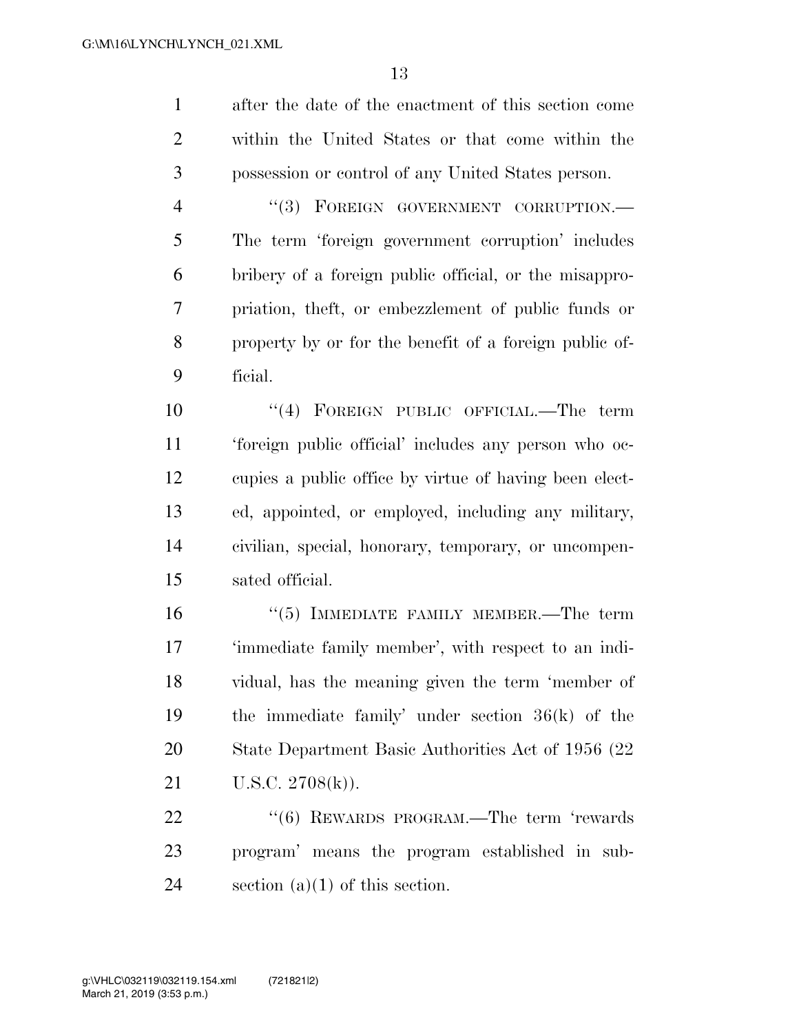after the date of the enactment of this section come within the United States or that come within the possession or control of any United States person.

''(3) FOREIGN GOVERNMENT CORRUPTION.—The term 'foreign government corruption' includes bribery of a foreign public official, or the misappropriation, theft, or embezzlement of public funds or property by or for the benefit of a foreign public official.

''(4) FOREIGN PUBLIC OFFICIAL.—The term 'foreign public official' includes any person who occupies a public office by virtue of having been elected, appointed, or employed, including any military, civilian, special, honorary, temporary, or uncompensated official.

''(5) IMMEDIATE FAMILY MEMBER.—The term 'immediate family member', with respect to an individual, has the meaning given the term 'member of the immediate family' under section 36(k) of the State Department Basic Authorities Act of 1956 (22 U.S.C. 2708(k)).

''(6) REWARDS PROGRAM.—The term 'rewards program' means the program established in subsection (a)(1) of this section.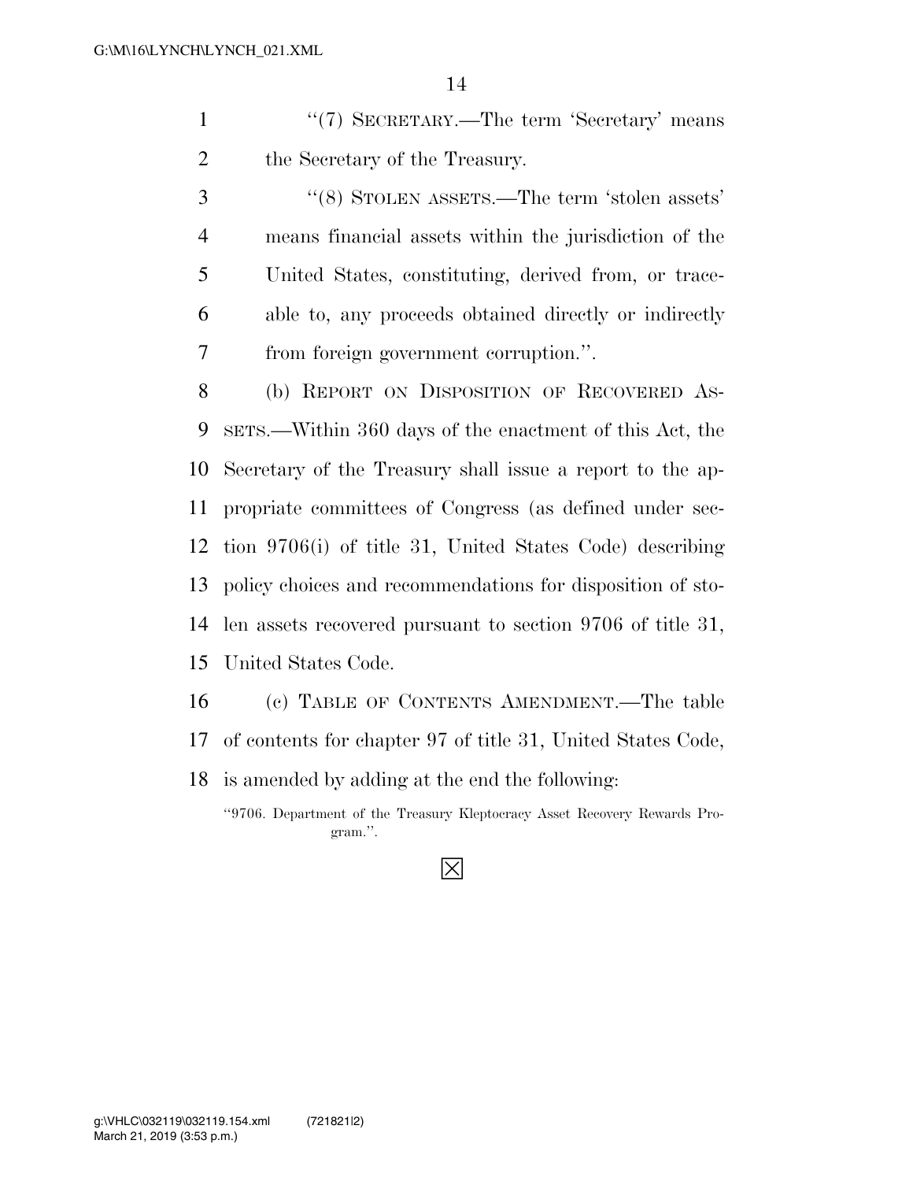''(7) SECRETARY.—The term 'Secretary' means the Secretary of the Treasury.

''(8) STOLEN ASSETS.—The term 'stolen assets' means financial assets within the jurisdiction of the United States, constituting, derived from, or traceable to, any proceeds obtained directly or indirectly from foreign government corruption.''.

(b) REPORT ON DISPOSITION OF RECOVERED ASSETS.—Within 360 days of the enactment of this Act, the Secretary of the Treasury shall issue a report to the appropriate committees of Congress (as defined under section 9706(i) of title 31, United States Code) describing policy choices and recommendations for disposition of stolen assets recovered pursuant to section 9706 of title 31, United States Code.

(c) TABLE OF CONTENTS AMENDMENT.—The table of contents for chapter 97 of title 31, United States Code, is amended by adding at the end the following:

''9706. Department of the Treasury Kleptocracy Asset Recovery Rewards Program.''.